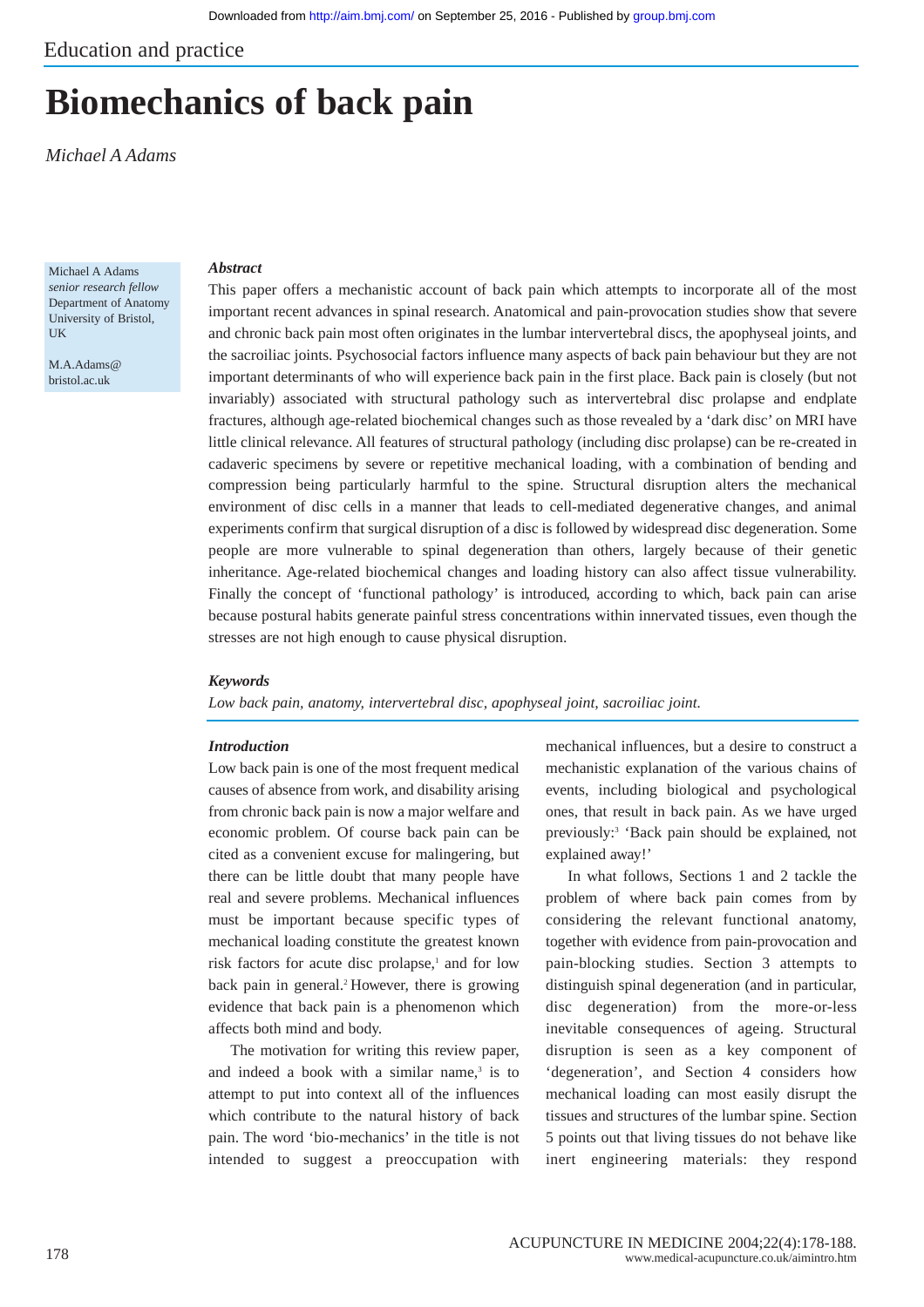Education and practice

# Biomechanics of back pain

*Michael A Adams*

Michael A Adams
*senior research fellow*
Department of Anatomy
University of Bristol, UK

M.A.Adams@bristol.ac.uk

***Abstract***

This paper offers a mechanistic account of back pain which attempts to incorporate all of the most important recent advances in spinal research. Anatomical and pain-provocation studies show that severe and chronic back pain most often originates in the lumbar intervertebral discs, the apophyseal joints, and the sacroiliac joints. Psychosocial factors influence many aspects of back pain behaviour but they are not important determinants of who will experience back pain in the first place. Back pain is closely (but not invariably) associated with structural pathology such as intervertebral disc prolapse and endplate fractures, although age-related biochemical changes such as those revealed by a 'dark disc' on MRI have little clinical relevance. All features of structural pathology (including disc prolapse) can be re-created in cadaveric specimens by severe or repetitive mechanical loading, with a combination of bending and compression being particularly harmful to the spine. Structural disruption alters the mechanical environment of disc cells in a manner that leads to cell-mediated degenerative changes, and animal experiments confirm that surgical disruption of a disc is followed by widespread disc degeneration. Some people are more vulnerable to spinal degeneration than others, largely because of their genetic inheritance. Age-related biochemical changes and loading history can also affect tissue vulnerability. Finally the concept of 'functional pathology' is introduced, according to which, back pain can arise because postural habits generate painful stress concentrations within innervated tissues, even though the stresses are not high enough to cause physical disruption.

***Keywords***

*Low back pain, anatomy, intervertebral disc, apophyseal joint, sacroiliac joint.*

***Introduction***

Low back pain is one of the most frequent medical causes of absence from work, and disability arising from chronic back pain is now a major welfare and economic problem. Of course back pain can be cited as a convenient excuse for malingering, but there can be little doubt that many people have real and severe problems. Mechanical influences must be important because specific types of mechanical loading constitute the greatest known risk factors for acute disc prolapse,[1] and for low back pain in general.[2] However, there is growing evidence that back pain is a phenomenon which affects both mind and body.

The motivation for writing this review paper, and indeed a book with a similar name,[3] is to attempt to put into context all of the influences which contribute to the natural history of back pain. The word 'bio-mechanics' in the title is not intended to suggest a preoccupation with mechanical influences, but a desire to construct a mechanistic explanation of the various chains of events, including biological and psychological ones, that result in back pain. As we have urged previously:[3] 'Back pain should be explained, not explained away!'

In what follows, Sections 1 and 2 tackle the problem of where back pain comes from by considering the relevant functional anatomy, together with evidence from pain-provocation and pain-blocking studies. Section 3 attempts to distinguish spinal degeneration (and in particular, disc degeneration) from the more-or-less inevitable consequences of ageing. Structural disruption is seen as a key component of 'degeneration', and Section 4 considers how mechanical loading can most easily disrupt the tissues and structures of the lumbar spine. Section 5 points out that living tissues do not behave like inert engineering materials: they respond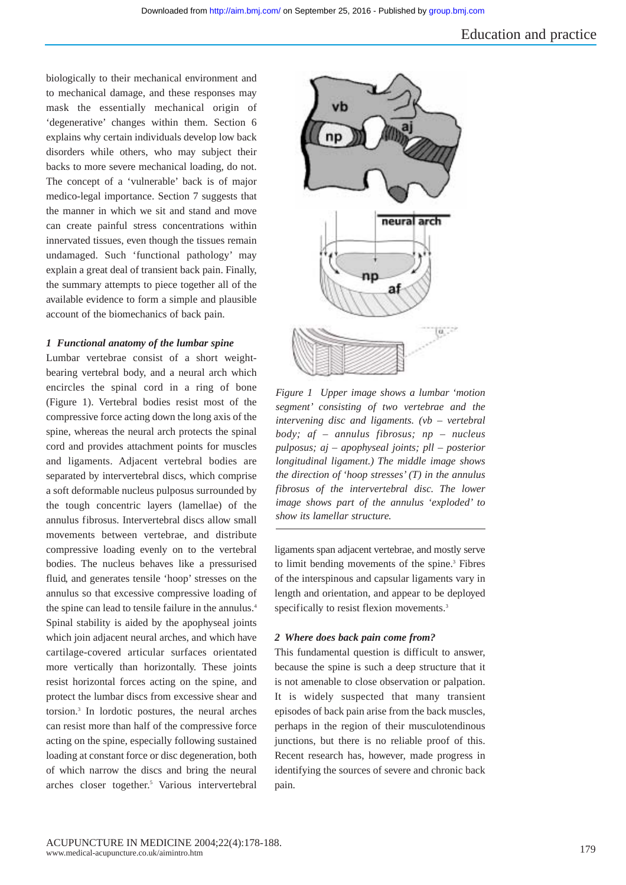biologically to their mechanical environment and to mechanical damage, and these responses may mask the essentially mechanical origin of 'degenerative' changes within them. Section 6 explains why certain individuals develop low back disorders while others, who may subject their backs to more severe mechanical loading, do not. The concept of a 'vulnerable' back is of major medico-legal importance. Section 7 suggests that the manner in which we sit and stand and move can create painful stress concentrations within innervated tissues, even though the tissues remain undamaged. Such 'functional pathology' may explain a great deal of transient back pain. Finally, the summary attempts to piece together all of the available evidence to form a simple and plausible account of the biomechanics of back pain.

### *1 Functional anatomy of the lumbar spine*

Lumbar vertebrae consist of a short weight-bearing vertebral body, and a neural arch which encircles the spinal cord in a ring of bone (Figure 1). Vertebral bodies resist most of the compressive force acting down the long axis of the spine, whereas the neural arch protects the spinal cord and provides attachment points for muscles and ligaments. Adjacent vertebral bodies are separated by intervertebral discs, which comprise a soft deformable nucleus pulposus surrounded by the tough concentric layers (lamellae) of the annulus fibrosus. Intervertebral discs allow small movements between vertebrae, and distribute compressive loading evenly on to the vertebral bodies. The nucleus behaves like a pressurised fluid, and generates tensile 'hoop' stresses on the annulus so that excessive compressive loading of the spine can lead to tensile failure in the annulus.[4] Spinal stability is aided by the apophyseal joints which join adjacent neural arches, and which have cartilage-covered articular surfaces orientated more vertically than horizontally. These joints resist horizontal forces acting on the spine, and protect the lumbar discs from excessive shear and torsion.[3] In lordotic postures, the neural arches can resist more than half of the compressive force acting on the spine, especially following sustained loading at constant force or disc degeneration, both of which narrow the discs and bring the neural arches closer together.[5] Various intervertebral ligaments span adjacent vertebrae, and mostly serve to limit bending movements of the spine.[3] Fibres of the interspinous and capsular ligaments vary in length and orientation, and appear to be deployed specifically to resist flexion movements.[3]

*Figure 1 Upper image shows a lumbar 'motion segment' consisting of two vertebrae and the intervening disc and ligaments. (vb – vertebral body; af – annulus fibrosus; np – nucleus pulposus; aj – apophyseal joints; pll – posterior longitudinal ligament.) The middle image shows the direction of 'hoop stresses' (T) in the annulus fibrosus of the intervertebral disc. The lower image shows part of the annulus 'exploded' to show its lamellar structure.*

### *2 Where does back pain come from?*

This fundamental question is difficult to answer, because the spine is such a deep structure that it is not amenable to close observation or palpation. It is widely suspected that many transient episodes of back pain arise from the back muscles, perhaps in the region of their musculotendinous junctions, but there is no reliable proof of this. Recent research has, however, made progress in identifying the sources of severe and chronic back pain.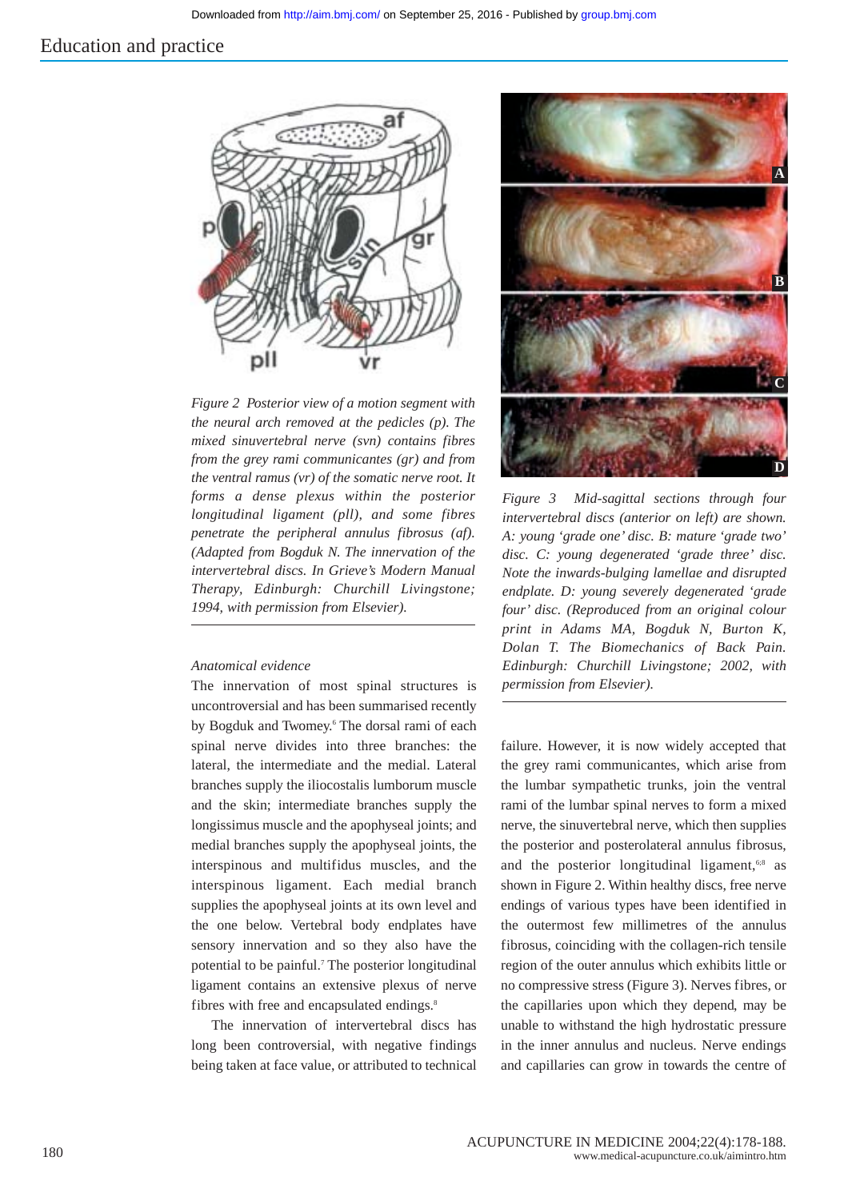*Figure 2 Posterior view of a motion segment with the neural arch removed at the pedicles (p). The mixed sinuvertebral nerve (svn) contains fibres from the grey rami communicantes (gr) and from the ventral ramus (vr) of the somatic nerve root. It forms a dense plexus within the posterior longitudinal ligament (pll), and some fibres penetrate the peripheral annulus fibrosus (af). (Adapted from Bogduk N. The innervation of the intervertebral discs. In Grieve's Modern Manual Therapy, Edinburgh: Churchill Livingstone; 1994, with permission from Elsevier).*

*Figure 3 Mid-sagittal sections through four intervertebral discs (anterior on left) are shown. A: young 'grade one' disc. B: mature 'grade two' disc. C: young degenerated 'grade three' disc. Note the inwards-bulging lamellae and disrupted endplate. D: young severely degenerated 'grade four' disc. (Reproduced from an original colour print in Adams MA, Bogduk N, Burton K, Dolan T. The Biomechanics of Back Pain. Edinburgh: Churchill Livingstone; 2002, with permission from Elsevier).*

*Anatomical evidence*

The innervation of most spinal structures is uncontroversial and has been summarised recently by Bogduk and Twomey.[6] The dorsal rami of each spinal nerve divides into three branches: the lateral, the intermediate and the medial. Lateral branches supply the iliocostalis lumborum muscle and the skin; intermediate branches supply the longissimus muscle and the apophyseal joints; and medial branches supply the apophyseal joints, the interspinous and multifidus muscles, and the interspinous ligament. Each medial branch supplies the apophyseal joints at its own level and the one below. Vertebral body endplates have sensory innervation and so they also have the potential to be painful.[7] The posterior longitudinal ligament contains an extensive plexus of nerve fibres with free and encapsulated endings.[8]

The innervation of intervertebral discs has long been controversial, with negative findings being taken at face value, or attributed to technical failure. However, it is now widely accepted that the grey rami communicantes, which arise from the lumbar sympathetic trunks, join the ventral rami of the lumbar spinal nerves to form a mixed nerve, the sinuvertebral nerve, which then supplies the posterior and posterolateral annulus fibrosus, and the posterior longitudinal ligament,[6,8] as shown in Figure 2. Within healthy discs, free nerve endings of various types have been identified in the outermost few millimetres of the annulus fibrosus, coinciding with the collagen-rich tensile region of the outer annulus which exhibits little or no compressive stress (Figure 3). Nerves fibres, or the capillaries upon which they depend, may be unable to withstand the high hydrostatic pressure in the inner annulus and nucleus. Nerve endings and capillaries can grow in towards the centre of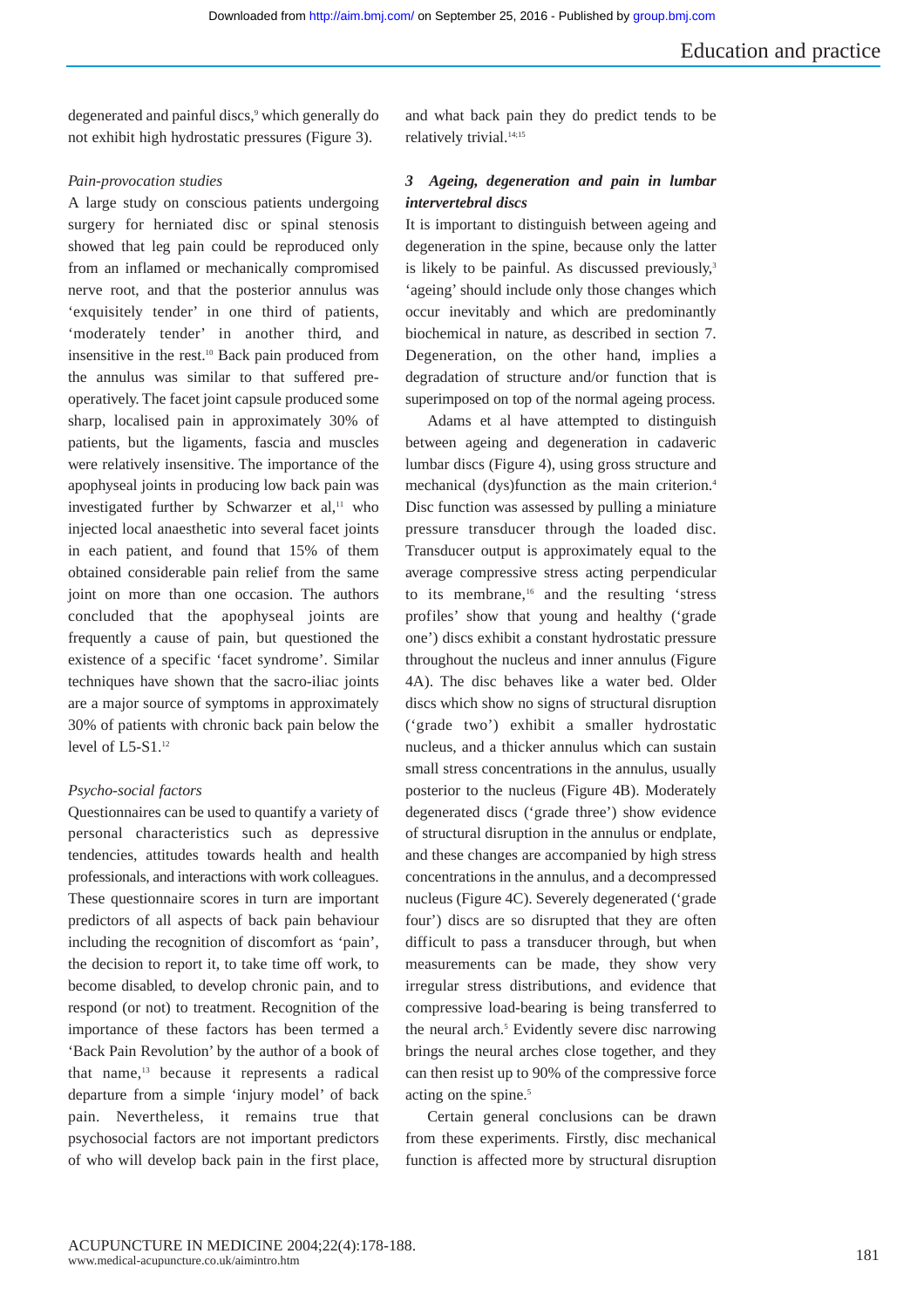degenerated and painful discs,[9] which generally do not exhibit high hydrostatic pressures (Figure 3).

*Pain-provocation studies*

A large study on conscious patients undergoing surgery for herniated disc or spinal stenosis showed that leg pain could be reproduced only from an inflamed or mechanically compromised nerve root, and that the posterior annulus was 'exquisitely tender' in one third of patients, 'moderately tender' in another third, and insensitive in the rest.[10] Back pain produced from the annulus was similar to that suffered pre-operatively. The facet joint capsule produced some sharp, localised pain in approximately 30% of patients, but the ligaments, fascia and muscles were relatively insensitive. The importance of the apophyseal joints in producing low back pain was investigated further by Schwarzer et al,[11] who injected local anaesthetic into several facet joints in each patient, and found that 15% of them obtained considerable pain relief from the same joint on more than one occasion. The authors concluded that the apophyseal joints are frequently a cause of pain, but questioned the existence of a specific 'facet syndrome'. Similar techniques have shown that the sacro-iliac joints are a major source of symptoms in approximately 30% of patients with chronic back pain below the level of L5-S1.[12]

*Psycho-social factors*

Questionnaires can be used to quantify a variety of personal characteristics such as depressive tendencies, attitudes towards health and health professionals, and interactions with work colleagues. These questionnaire scores in turn are important predictors of all aspects of back pain behaviour including the recognition of discomfort as 'pain', the decision to report it, to take time off work, to become disabled, to develop chronic pain, and to respond (or not) to treatment. Recognition of the importance of these factors has been termed a 'Back Pain Revolution' by the author of a book of that name,[13] because it represents a radical departure from a simple 'injury model' of back pain. Nevertheless, it remains true that psychosocial factors are not important predictors of who will develop back pain in the first place, and what back pain they do predict tends to be relatively trivial.[14;15]

### *3 Ageing, degeneration and pain in lumbar intervertebral discs*

It is important to distinguish between ageing and degeneration in the spine, because only the latter is likely to be painful. As discussed previously,[3] 'ageing' should include only those changes which occur inevitably and which are predominantly biochemical in nature, as described in section 7. Degeneration, on the other hand, implies a degradation of structure and/or function that is superimposed on top of the normal ageing process.

Adams et al have attempted to distinguish between ageing and degeneration in cadaveric lumbar discs (Figure 4), using gross structure and mechanical (dys)function as the main criterion.[4] Disc function was assessed by pulling a miniature pressure transducer through the loaded disc. Transducer output is approximately equal to the average compressive stress acting perpendicular to its membrane,[16] and the resulting 'stress profiles' show that young and healthy ('grade one') discs exhibit a constant hydrostatic pressure throughout the nucleus and inner annulus (Figure 4A). The disc behaves like a water bed. Older discs which show no signs of structural disruption ('grade two') exhibit a smaller hydrostatic nucleus, and a thicker annulus which can sustain small stress concentrations in the annulus, usually posterior to the nucleus (Figure 4B). Moderately degenerated discs ('grade three') show evidence of structural disruption in the annulus or endplate, and these changes are accompanied by high stress concentrations in the annulus, and a decompressed nucleus (Figure 4C). Severely degenerated ('grade four') discs are so disrupted that they are often difficult to pass a transducer through, but when measurements can be made, they show very irregular stress distributions, and evidence that compressive load-bearing is being transferred to the neural arch.[5] Evidently severe disc narrowing brings the neural arches close together, and they can then resist up to 90% of the compressive force acting on the spine.[5]

Certain general conclusions can be drawn from these experiments. Firstly, disc mechanical function is affected more by structural disruption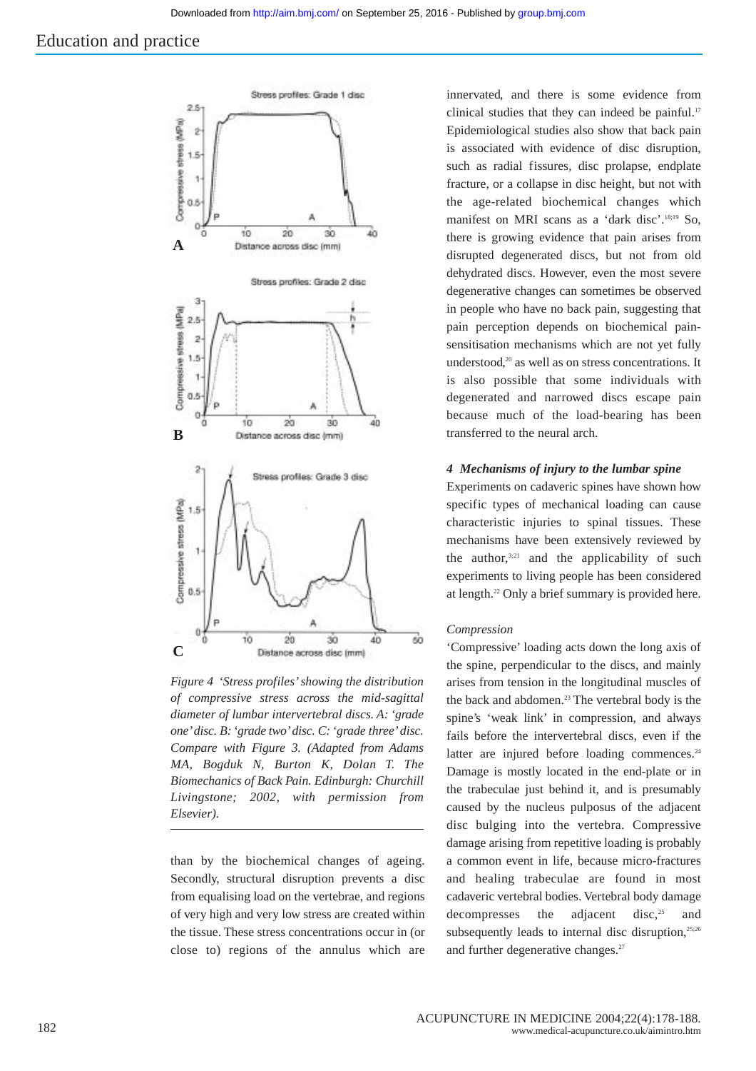Figure 4 'Stress profiles' showing the distribution of compressive stress across the mid-sagittal diameter of lumbar intervertebral discs. A: 'grade one' disc. B: 'grade two' disc. C: 'grade three' disc. Compare with Figure 3. (Adapted from Adams MA, Bogduk N, Burton K, Dolan T. The Biomechanics of Back Pain. Edinburgh: Churchill Livingstone; 2002, with permission from Elsevier).

than by the biochemical changes of ageing. Secondly, structural disruption prevents a disc from equalising load on the vertebrae, and regions of very high and very low stress are created within the tissue. These stress concentrations occur in (or close to) regions of the annulus which are innervated, and there is some evidence from clinical studies that they can indeed be painful.[17] Epidemiological studies also show that back pain is associated with evidence of disc disruption, such as radial fissures, disc prolapse, endplate fracture, or a collapse in disc height, but not with the age-related biochemical changes which manifest on MRI scans as a 'dark disc'.[18,19] So, there is growing evidence that pain arises from disrupted degenerated discs, but not from old dehydrated discs. However, even the most severe degenerative changes can sometimes be observed in people who have no back pain, suggesting that pain perception depends on biochemical pain-sensitisation mechanisms which are not yet fully understood,[20] as well as on stress concentrations. It is also possible that some individuals with degenerated and narrowed discs escape pain because much of the load-bearing has been transferred to the neural arch.

### *4 Mechanisms of injury to the lumbar spine*

Experiments on cadaveric spines have shown how specific types of mechanical loading can cause characteristic injuries to spinal tissues. These mechanisms have been extensively reviewed by the author,[3,21] and the applicability of such experiments to living people has been considered at length.[22] Only a brief summary is provided here.

*Compression*

'Compressive' loading acts down the long axis of the spine, perpendicular to the discs, and mainly arises from tension in the longitudinal muscles of the back and abdomen.[23] The vertebral body is the spine's 'weak link' in compression, and always fails before the intervertebral discs, even if the latter are injured before loading commences.[24] Damage is mostly located in the end-plate or in the trabeculae just behind it, and is presumably caused by the nucleus pulposus of the adjacent disc bulging into the vertebra. Compressive damage arising from repetitive loading is probably a common event in life, because micro-fractures and healing trabeculae are found in most cadaveric vertebral bodies. Vertebral body damage decompresses the adjacent disc,[25] and subsequently leads to internal disc disruption,[25,26] and further degenerative changes.[27]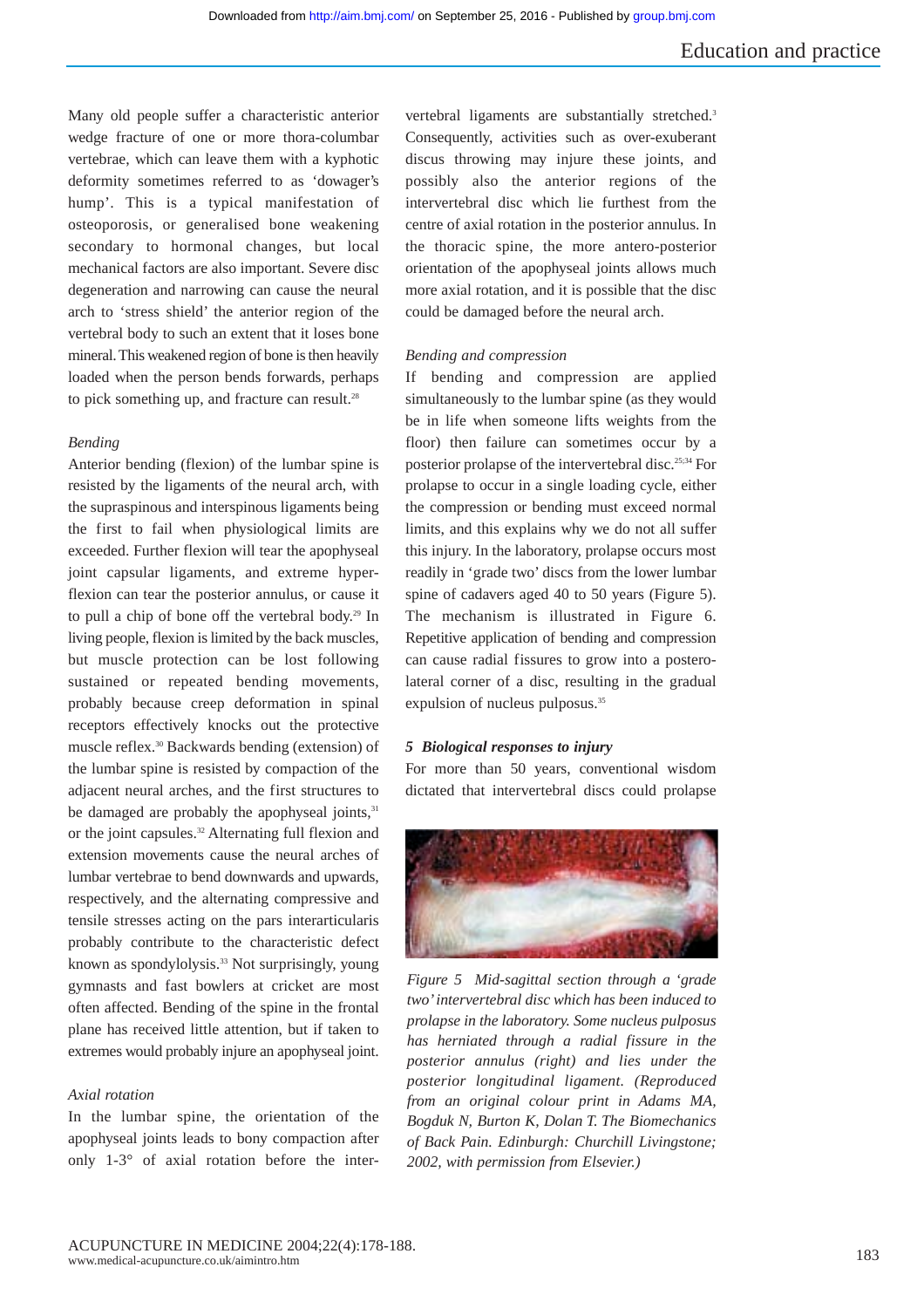Many old people suffer a characteristic anterior wedge fracture of one or more thora-columbar vertebrae, which can leave them with a kyphotic deformity sometimes referred to as 'dowager's hump'. This is a typical manifestation of osteoporosis, or generalised bone weakening secondary to hormonal changes, but local mechanical factors are also important. Severe disc degeneration and narrowing can cause the neural arch to 'stress shield' the anterior region of the vertebral body to such an extent that it loses bone mineral. This weakened region of bone is then heavily loaded when the person bends forwards, perhaps to pick something up, and fracture can result.[28]

*Bending*

Anterior bending (flexion) of the lumbar spine is resisted by the ligaments of the neural arch, with the supraspinous and interspinous ligaments being the first to fail when physiological limits are exceeded. Further flexion will tear the apophyseal joint capsular ligaments, and extreme hyper-flexion can tear the posterior annulus, or cause it to pull a chip of bone off the vertebral body.[29] In living people, flexion is limited by the back muscles, but muscle protection can be lost following sustained or repeated bending movements, probably because creep deformation in spinal receptors effectively knocks out the protective muscle reflex.[30] Backwards bending (extension) of the lumbar spine is resisted by compaction of the adjacent neural arches, and the first structures to be damaged are probably the apophyseal joints,[31] or the joint capsules.[32] Alternating full flexion and extension movements cause the neural arches of lumbar vertebrae to bend downwards and upwards, respectively, and the alternating compressive and tensile stresses acting on the pars interarticularis probably contribute to the characteristic defect known as spondylolysis.[33] Not surprisingly, young gymnasts and fast bowlers at cricket are most often affected. Bending of the spine in the frontal plane has received little attention, but if taken to extremes would probably injure an apophyseal joint.

*Axial rotation*

In the lumbar spine, the orientation of the apophyseal joints leads to bony compaction after only 1-3° of axial rotation before the intervertebral ligaments are substantially stretched.[3] Consequently, activities such as over-exuberant discus throwing may injure these joints, and possibly also the anterior regions of the intervertebral disc which lie furthest from the centre of axial rotation in the posterior annulus. In the thoracic spine, the more antero-posterior orientation of the apophyseal joints allows much more axial rotation, and it is possible that the disc could be damaged before the neural arch.

*Bending and compression*

If bending and compression are applied simultaneously to the lumbar spine (as they would be in life when someone lifts weights from the floor) then failure can sometimes occur by a posterior prolapse of the intervertebral disc.[25;34] For prolapse to occur in a single loading cycle, either the compression or bending must exceed normal limits, and this explains why we do not all suffer this injury. In the laboratory, prolapse occurs most readily in 'grade two' discs from the lower lumbar spine of cadavers aged 40 to 50 years (Figure 5). The mechanism is illustrated in Figure 6. Repetitive application of bending and compression can cause radial fissures to grow into a postero-lateral corner of a disc, resulting in the gradual expulsion of nucleus pulposus.[35]

### *5 Biological responses to injury*

For more than 50 years, conventional wisdom dictated that intervertebral discs could prolapse

*Figure 5 Mid-sagittal section through a 'grade two' intervertebral disc which has been induced to prolapse in the laboratory. Some nucleus pulposus has herniated through a radial fissure in the posterior annulus (right) and lies under the posterior longitudinal ligament. (Reproduced from an original colour print in Adams MA, Bogduk N, Burton K, Dolan T. The Biomechanics of Back Pain. Edinburgh: Churchill Livingstone; 2002, with permission from Elsevier.)*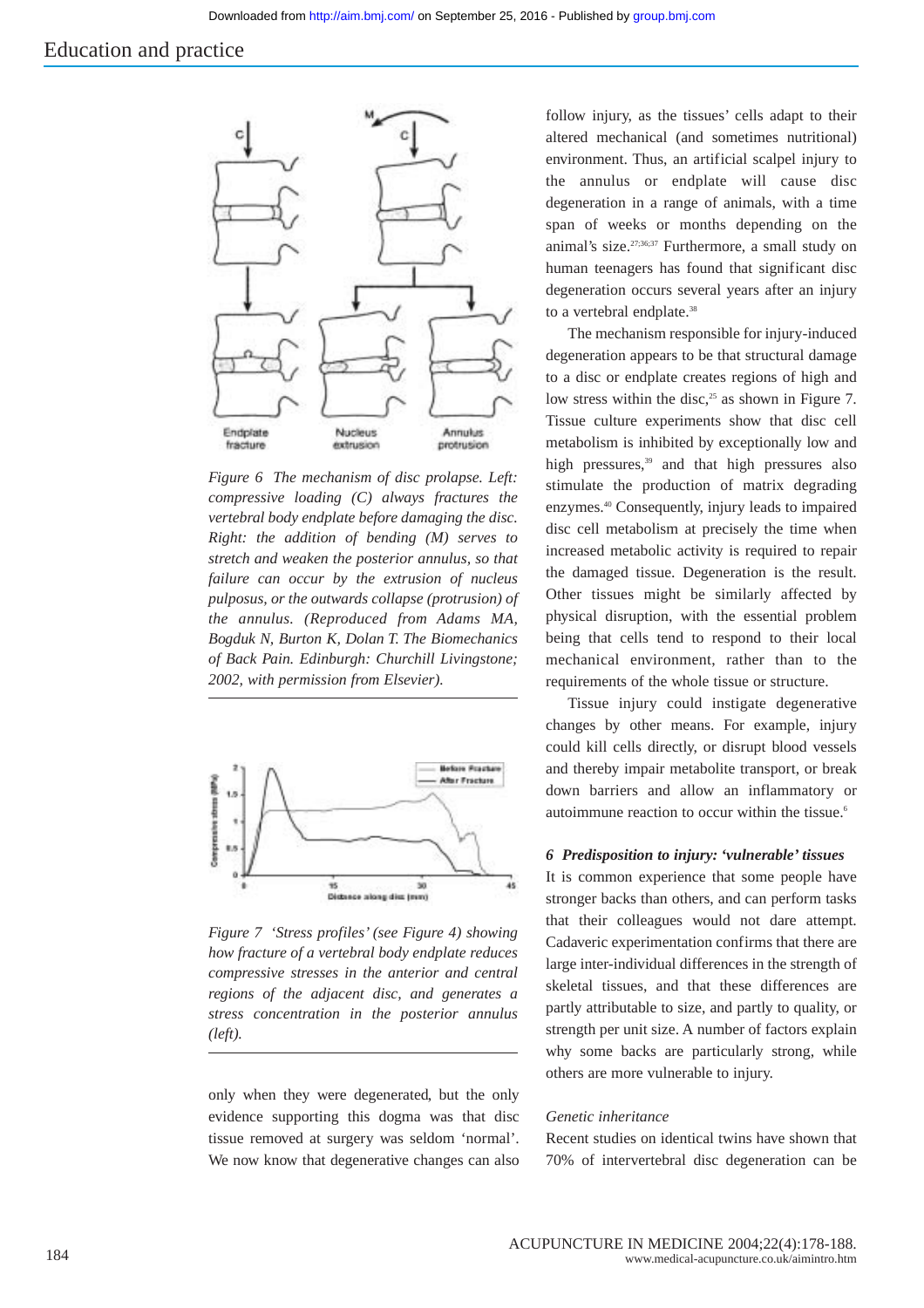Figure 6 The mechanism of disc prolapse. Left: compressive loading (C) always fractures the vertebral body endplate before damaging the disc. Right: the addition of bending (M) serves to stretch and weaken the posterior annulus, so that failure can occur by the extrusion of nucleus pulposus, or the outwards collapse (protrusion) of the annulus. (Reproduced from Adams MA, Bogduk N, Burton K, Dolan T. The Biomechanics of Back Pain. Edinburgh: Churchill Livingstone; 2002, with permission from Elsevier).

Figure 7 'Stress profiles' (see Figure 4) showing how fracture of a vertebral body endplate reduces compressive stresses in the anterior and central regions of the adjacent disc, and generates a stress concentration in the posterior annulus (left).

only when they were degenerated, but the only evidence supporting this dogma was that disc tissue removed at surgery was seldom 'normal'. We now know that degenerative changes can also follow injury, as the tissues' cells adapt to their altered mechanical (and sometimes nutritional) environment. Thus, an artificial scalpel injury to the annulus or endplate will cause disc degeneration in a range of animals, with a time span of weeks or months depending on the animal's size.[27;36;37] Furthermore, a small study on human teenagers has found that significant disc degeneration occurs several years after an injury to a vertebral endplate.[38]

The mechanism responsible for injury-induced degeneration appears to be that structural damage to a disc or endplate creates regions of high and low stress within the disc,[25] as shown in Figure 7. Tissue culture experiments show that disc cell metabolism is inhibited by exceptionally low and high pressures,[39] and that high pressures also stimulate the production of matrix degrading enzymes.[40] Consequently, injury leads to impaired disc cell metabolism at precisely the time when increased metabolic activity is required to repair the damaged tissue. Degeneration is the result. Other tissues might be similarly affected by physical disruption, with the essential problem being that cells tend to respond to their local mechanical environment, rather than to the requirements of the whole tissue or structure.

Tissue injury could instigate degenerative changes by other means. For example, injury could kill cells directly, or disrupt blood vessels and thereby impair metabolite transport, or break down barriers and allow an inflammatory or autoimmune reaction to occur within the tissue.[6]

### 6 Predisposition to injury: 'vulnerable' tissues

It is common experience that some people have stronger backs than others, and can perform tasks that their colleagues would not dare attempt. Cadaveric experimentation confirms that there are large inter-individual differences in the strength of skeletal tissues, and that these differences are partly attributable to size, and partly to quality, or strength per unit size. A number of factors explain why some backs are particularly strong, while others are more vulnerable to injury.

*Genetic inheritance*

Recent studies on identical twins have shown that 70% of intervertebral disc degeneration can be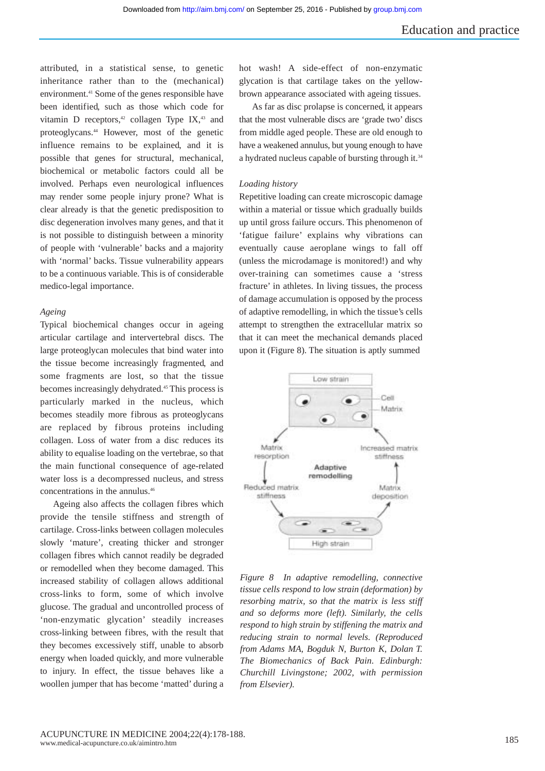attributed, in a statistical sense, to genetic inheritance rather than to the (mechanical) environment.[41] Some of the genes responsible have been identified, such as those which code for vitamin D receptors,[42] collagen Type IX,[43] and proteoglycans.[44] However, most of the genetic influence remains to be explained, and it is possible that genes for structural, mechanical, biochemical or metabolic factors could all be involved. Perhaps even neurological influences may render some people injury prone? What is clear already is that the genetic predisposition to disc degeneration involves many genes, and that it is not possible to distinguish between a minority of people with 'vulnerable' backs and a majority with 'normal' backs. Tissue vulnerability appears to be a continuous variable. This is of considerable medico-legal importance.

*Ageing*

Typical biochemical changes occur in ageing articular cartilage and intervertebral discs. The large proteoglycan molecules that bind water into the tissue become increasingly fragmented, and some fragments are lost, so that the tissue becomes increasingly dehydrated.[45] This process is particularly marked in the nucleus, which becomes steadily more fibrous as proteoglycans are replaced by fibrous proteins including collagen. Loss of water from a disc reduces its ability to equalise loading on the vertebrae, so that the main functional consequence of age-related water loss is a decompressed nucleus, and stress concentrations in the annulus.[46]

Ageing also affects the collagen fibres which provide the tensile stiffness and strength of cartilage. Cross-links between collagen molecules slowly 'mature', creating thicker and stronger collagen fibres which cannot readily be degraded or remodelled when they become damaged. This increased stability of collagen allows additional cross-links to form, some of which involve glucose. The gradual and uncontrolled process of 'non-enzymatic glycation' steadily increases cross-linking between fibres, with the result that they becomes excessively stiff, unable to absorb energy when loaded quickly, and more vulnerable to injury. In effect, the tissue behaves like a woollen jumper that has become 'matted' during a hot wash! A side-effect of non-enzymatic glycation is that cartilage takes on the yellow-brown appearance associated with ageing tissues.

As far as disc prolapse is concerned, it appears that the most vulnerable discs are 'grade two' discs from middle aged people. These are old enough to have a weakened annulus, but young enough to have a hydrated nucleus capable of bursting through it.[34]

*Loading history*

Repetitive loading can create microscopic damage within a material or tissue which gradually builds up until gross failure occurs. This phenomenon of 'fatigue failure' explains why vibrations can eventually cause aeroplane wings to fall off (unless the microdamage is monitored!) and why over-training can sometimes cause a 'stress fracture' in athletes. In living tissues, the process of damage accumulation is opposed by the process of adaptive remodelling, in which the tissue's cells attempt to strengthen the extracellular matrix so that it can meet the mechanical demands placed upon it (Figure 8). The situation is aptly summed

Low strain
Cell
Matrix
Matrix resorption
Increased matrix stiffness
Adaptive remodelling
Reduced matrix stiffness
Matrix deposition
High strain

*Figure 8 In adaptive remodelling, connective tissue cells respond to low strain (deformation) by resorbing matrix, so that the matrix is less stiff and so deforms more (left). Similarly, the cells respond to high strain by stiffening the matrix and reducing strain to normal levels. (Reproduced from Adams MA, Bogduk N, Burton K, Dolan T. The Biomechanics of Back Pain. Edinburgh: Churchill Livingstone; 2002, with permission from Elsevier).*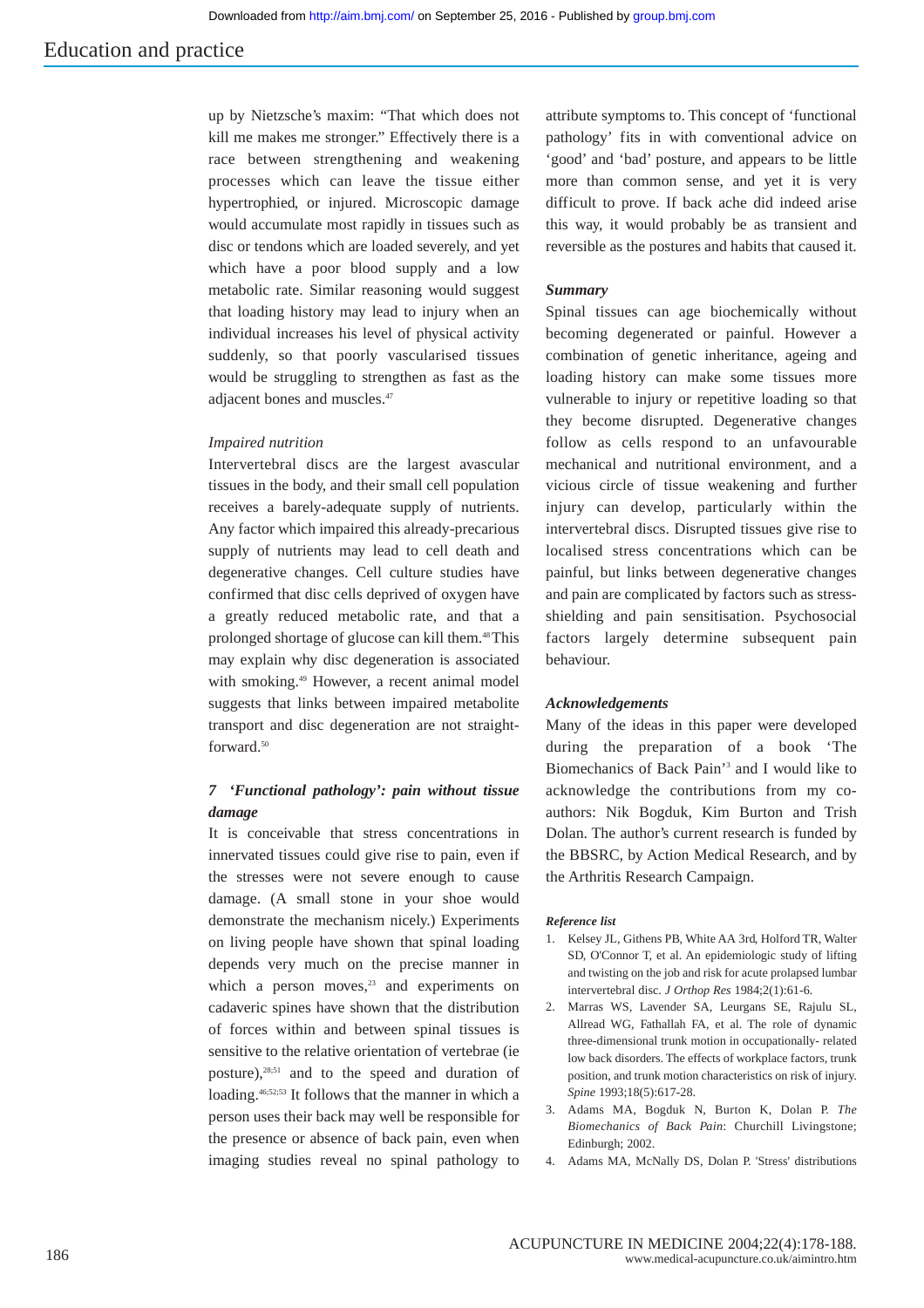up by Nietzsche's maxim: "That which does not kill me makes me stronger." Effectively there is a race between strengthening and weakening processes which can leave the tissue either hypertrophied, or injured. Microscopic damage would accumulate most rapidly in tissues such as disc or tendons which are loaded severely, and yet which have a poor blood supply and a low metabolic rate. Similar reasoning would suggest that loading history may lead to injury when an individual increases his level of physical activity suddenly, so that poorly vascularised tissues would be struggling to strengthen as fast as the adjacent bones and muscles.[47]

*Impaired nutrition*

Intervertebral discs are the largest avascular tissues in the body, and their small cell population receives a barely-adequate supply of nutrients. Any factor which impaired this already-precarious supply of nutrients may lead to cell death and degenerative changes. Cell culture studies have confirmed that disc cells deprived of oxygen have a greatly reduced metabolic rate, and that a prolonged shortage of glucose can kill them.[48] This may explain why disc degeneration is associated with smoking.[49] However, a recent animal model suggests that links between impaired metabolite transport and disc degeneration are not straightforward.[50]

### 7 'Functional pathology': pain without tissue damage

It is conceivable that stress concentrations in innervated tissues could give rise to pain, even if the stresses were not severe enough to cause damage. (A small stone in your shoe would demonstrate the mechanism nicely.) Experiments on living people have shown that spinal loading depends very much on the precise manner in which a person moves,[23] and experiments on cadaveric spines have shown that the distribution of forces within and between spinal tissues is sensitive to the relative orientation of vertebrae (ie posture),[28;51] and to the speed and duration of loading.[46;52;53] It follows that the manner in which a person uses their back may well be responsible for the presence or absence of back pain, even when imaging studies reveal no spinal pathology to attribute symptoms to. This concept of 'functional pathology' fits in with conventional advice on 'good' and 'bad' posture, and appears to be little more than common sense, and yet it is very difficult to prove. If back ache did indeed arise this way, it would probably be as transient and reversible as the postures and habits that caused it.

### Summary

Spinal tissues can age biochemically without becoming degenerated or painful. However a combination of genetic inheritance, ageing and loading history can make some tissues more vulnerable to injury or repetitive loading so that they become disrupted. Degenerative changes follow as cells respond to an unfavourable mechanical and nutritional environment, and a vicious circle of tissue weakening and further injury can develop, particularly within the intervertebral discs. Disrupted tissues give rise to localised stress concentrations which can be painful, but links between degenerative changes and pain are complicated by factors such as stress-shielding and pain sensitisation. Psychosocial factors largely determine subsequent pain behaviour.

### Acknowledgements

Many of the ideas in this paper were developed during the preparation of a book 'The Biomechanics of Back Pain'[3] and I would like to acknowledge the contributions from my co-authors: Nik Bogduk, Kim Burton and Trish Dolan. The author's current research is funded by the BBSRC, by Action Medical Research, and by the Arthritis Research Campaign.

#### Reference list

1. Kelsey JL, Githens PB, White AA 3rd, Holford TR, Walter SD, O'Connor T, et al. An epidemiologic study of lifting and twisting on the job and risk for acute prolapsed lumbar intervertebral disc. *J Orthop Res* 1984;2(1):61-6.
2. Marras WS, Lavender SA, Leurgans SE, Rajulu SL, Allread WG, Fathallah FA, et al. The role of dynamic three-dimensional trunk motion in occupationally- related low back disorders. The effects of workplace factors, trunk position, and trunk motion characteristics on risk of injury. *Spine* 1993;18(5):617-28.
3. Adams MA, Bogduk N, Burton K, Dolan P. *The Biomechanics of Back Pain*: Churchill Livingstone; Edinburgh; 2002.
4. Adams MA, McNally DS, Dolan P. 'Stress' distributions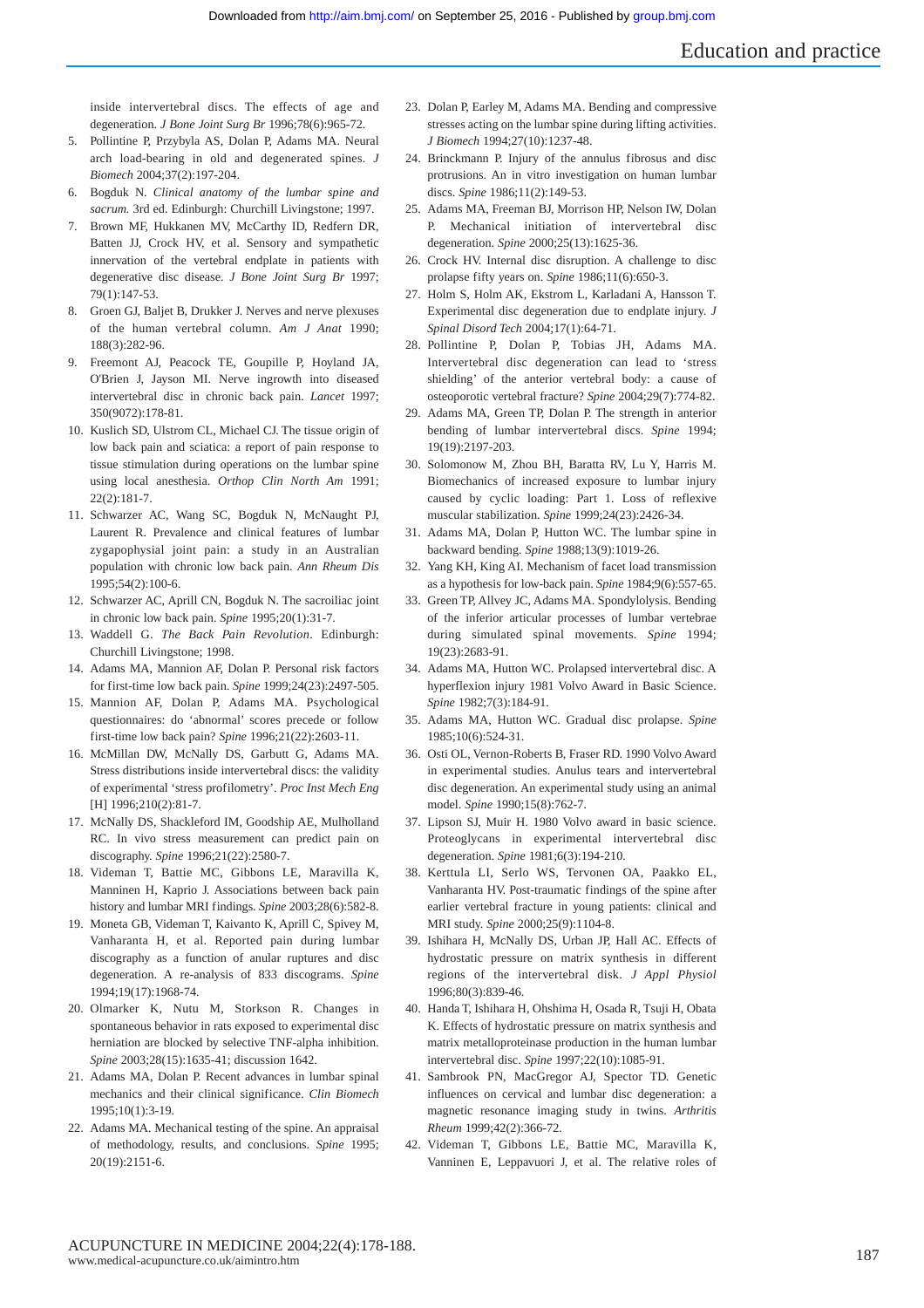inside intervertebral discs. The effects of age and degeneration. *J Bone Joint Surg Br* 1996;78(6):965-72.

5. Pollintine P, Przybyla AS, Dolan P, Adams MA. Neural arch load-bearing in old and degenerated spines. *J Biomech* 2004;37(2):197-204.
6. Bogduk N. *Clinical anatomy of the lumbar spine and sacrum.* 3rd ed. Edinburgh: Churchill Livingstone; 1997.
7. Brown MF, Hukkanen MV, McCarthy ID, Redfern DR, Batten JJ, Crock HV, et al. Sensory and sympathetic innervation of the vertebral endplate in patients with degenerative disc disease. *J Bone Joint Surg Br* 1997; 79(1):147-53.
8. Groen GJ, Baljet B, Drukker J. Nerves and nerve plexuses of the human vertebral column. *Am J Anat* 1990; 188(3):282-96.
9. Freemont AJ, Peacock TE, Goupille P, Hoyland JA, O'Brien J, Jayson MI. Nerve ingrowth into diseased intervertebral disc in chronic back pain. *Lancet* 1997; 350(9072):178-81.
10. Kuslich SD, Ulstrom CL, Michael CJ. The tissue origin of low back pain and sciatica: a report of pain response to tissue stimulation during operations on the lumbar spine using local anesthesia. *Orthop Clin North Am* 1991; 22(2):181-7.
11. Schwarzer AC, Wang SC, Bogduk N, McNaught PJ, Laurent R. Prevalence and clinical features of lumbar zygapophysial joint pain: a study in an Australian population with chronic low back pain. *Ann Rheum Dis* 1995;54(2):100-6.
12. Schwarzer AC, Aprill CN, Bogduk N. The sacroiliac joint in chronic low back pain. *Spine* 1995;20(1):31-7.
13. Waddell G. *The Back Pain Revolution*. Edinburgh: Churchill Livingstone; 1998.
14. Adams MA, Mannion AF, Dolan P. Personal risk factors for first-time low back pain. *Spine* 1999;24(23):2497-505.
15. Mannion AF, Dolan P, Adams MA. Psychological questionnaires: do 'abnormal' scores precede or follow first-time low back pain? *Spine* 1996;21(22):2603-11.
16. McMillan DW, McNally DS, Garbutt G, Adams MA. Stress distributions inside intervertebral discs: the validity of experimental 'stress profilometry'. *Proc Inst Mech Eng* [H] 1996;210(2):81-7.
17. McNally DS, Shackleford IM, Goodship AE, Mulholland RC. In vivo stress measurement can predict pain on discography. *Spine* 1996;21(22):2580-7.
18. Videman T, Battie MC, Gibbons LE, Maravilla K, Manninen H, Kaprio J. Associations between back pain history and lumbar MRI findings. *Spine* 2003;28(6):582-8.
19. Moneta GB, Videman T, Kaivanto K, Aprill C, Spivey M, Vanharanta H, et al. Reported pain during lumbar discography as a function of anular ruptures and disc degeneration. A re-analysis of 833 discograms. *Spine* 1994;19(17):1968-74.
20. Olmarker K, Nutu M, Storkson R. Changes in spontaneous behavior in rats exposed to experimental disc herniation are blocked by selective TNF-alpha inhibition. *Spine* 2003;28(15):1635-41; discussion 1642.
21. Adams MA, Dolan P. Recent advances in lumbar spinal mechanics and their clinical significance. *Clin Biomech* 1995;10(1):3-19.
22. Adams MA. Mechanical testing of the spine. An appraisal of methodology, results, and conclusions. *Spine* 1995; 20(19):2151-6.
23. Dolan P, Earley M, Adams MA. Bending and compressive stresses acting on the lumbar spine during lifting activities. *J Biomech* 1994;27(10):1237-48.
24. Brinckmann P. Injury of the annulus fibrosus and disc protrusions. An in vitro investigation on human lumbar discs. *Spine* 1986;11(2):149-53.
25. Adams MA, Freeman BJ, Morrison HP, Nelson IW, Dolan P. Mechanical initiation of intervertebral disc degeneration. *Spine* 2000;25(13):1625-36.
26. Crock HV. Internal disc disruption. A challenge to disc prolapse fifty years on. *Spine* 1986;11(6):650-3.
27. Holm S, Holm AK, Ekstrom L, Karladani A, Hansson T. Experimental disc degeneration due to endplate injury. *J Spinal Disord Tech* 2004;17(1):64-71.
28. Pollintine P, Dolan P, Tobias JH, Adams MA. Intervertebral disc degeneration can lead to 'stress shielding' of the anterior vertebral body: a cause of osteoporotic vertebral fracture? *Spine* 2004;29(7):774-82.
29. Adams MA, Green TP, Dolan P. The strength in anterior bending of lumbar intervertebral discs. *Spine* 1994; 19(19):2197-203.
30. Solomonow M, Zhou BH, Baratta RV, Lu Y, Harris M. Biomechanics of increased exposure to lumbar injury caused by cyclic loading: Part 1. Loss of reflexive muscular stabilization. *Spine* 1999;24(23):2426-34.
31. Adams MA, Dolan P, Hutton WC. The lumbar spine in backward bending. *Spine* 1988;13(9):1019-26.
32. Yang KH, King AI. Mechanism of facet load transmission as a hypothesis for low-back pain. *Spine* 1984;9(6):557-65.
33. Green TP, Allvey JC, Adams MA. Spondylolysis. Bending of the inferior articular processes of lumbar vertebrae during simulated spinal movements. *Spine* 1994; 19(23):2683-91.
34. Adams MA, Hutton WC. Prolapsed intervertebral disc. A hyperflexion injury 1981 Volvo Award in Basic Science. *Spine* 1982;7(3):184-91.
35. Adams MA, Hutton WC. Gradual disc prolapse. *Spine* 1985;10(6):524-31.
36. Osti OL, Vernon-Roberts B, Fraser RD. 1990 Volvo Award in experimental studies. Anulus tears and intervertebral disc degeneration. An experimental study using an animal model. *Spine* 1990;15(8):762-7.
37. Lipson SJ, Muir H. 1980 Volvo award in basic science. Proteoglycans in experimental intervertebral disc degeneration. *Spine* 1981;6(3):194-210.
38. Kerttula LI, Serlo WS, Tervonen OA, Paakko EL, Vanharanta HV. Post-traumatic findings of the spine after earlier vertebral fracture in young patients: clinical and MRI study. *Spine* 2000;25(9):1104-8.
39. Ishihara H, McNally DS, Urban JP, Hall AC. Effects of hydrostatic pressure on matrix synthesis in different regions of the intervertebral disk. *J Appl Physiol* 1996;80(3):839-46.
40. Handa T, Ishihara H, Ohshima H, Osada R, Tsuji H, Obata K. Effects of hydrostatic pressure on matrix synthesis and matrix metalloproteinase production in the human lumbar intervertebral disc. *Spine* 1997;22(10):1085-91.
41. Sambrook PN, MacGregor AJ, Spector TD. Genetic influences on cervical and lumbar disc degeneration: a magnetic resonance imaging study in twins. *Arthritis Rheum* 1999;42(2):366-72.
42. Videman T, Gibbons LE, Battie MC, Maravilla K, Vanninen E, Leppavuori J, et al. The relative roles of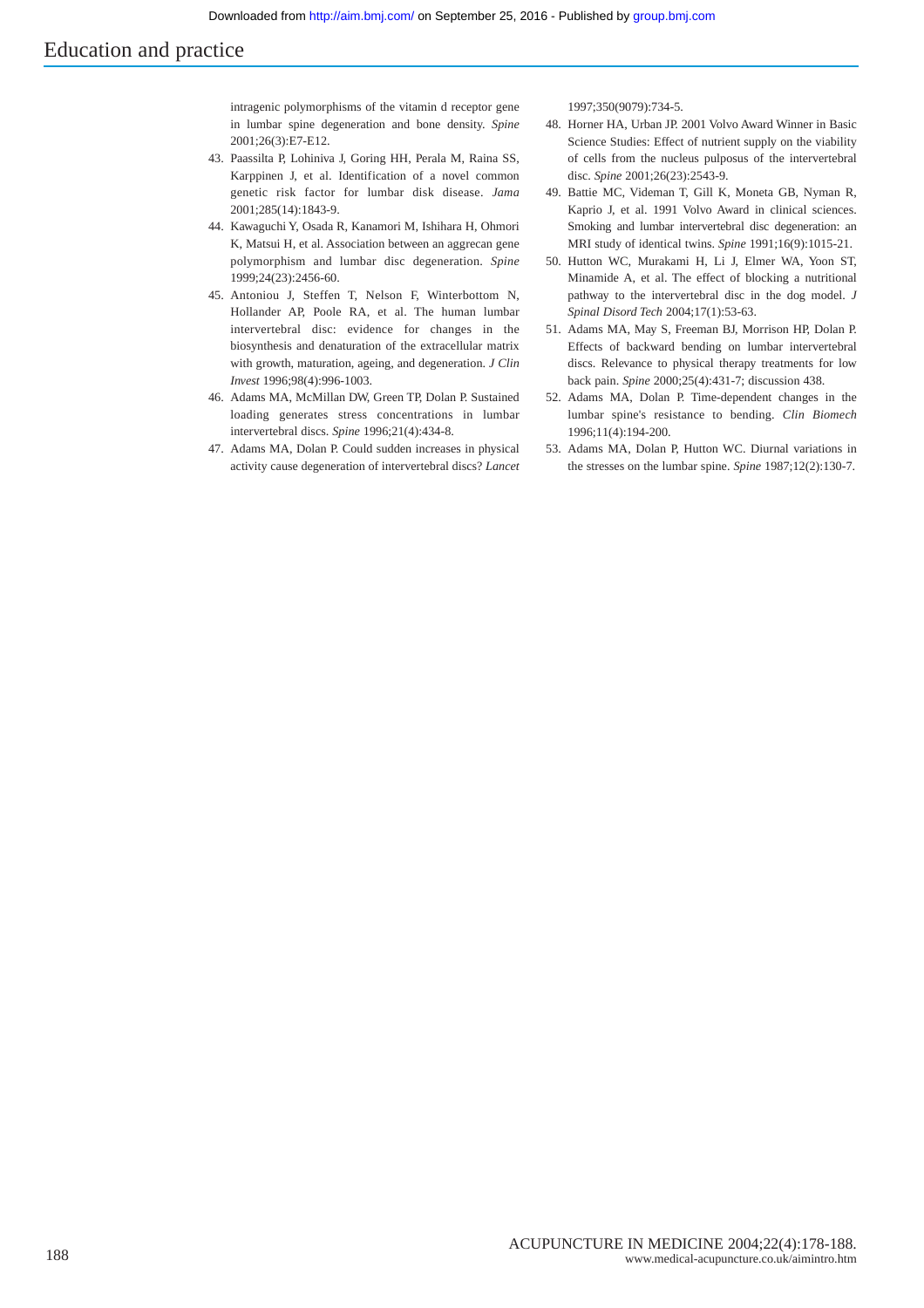intragenic polymorphisms of the vitamin d receptor gene in lumbar spine degeneration and bone density. *Spine* 2001;26(3):E7-E12.

43. Paassilta P, Lohiniva J, Goring HH, Perala M, Raina SS, Karppinen J, et al. Identification of a novel common genetic risk factor for lumbar disk disease. *Jama* 2001;285(14):1843-9.
44. Kawaguchi Y, Osada R, Kanamori M, Ishihara H, Ohmori K, Matsui H, et al. Association between an aggrecan gene polymorphism and lumbar disc degeneration. *Spine* 1999;24(23):2456-60.
45. Antoniou J, Steffen T, Nelson F, Winterbottom N, Hollander AP, Poole RA, et al. The human lumbar intervertebral disc: evidence for changes in the biosynthesis and denaturation of the extracellular matrix with growth, maturation, ageing, and degeneration. *J Clin Invest* 1996;98(4):996-1003.
46. Adams MA, McMillan DW, Green TP, Dolan P. Sustained loading generates stress concentrations in lumbar intervertebral discs. *Spine* 1996;21(4):434-8.
47. Adams MA, Dolan P. Could sudden increases in physical activity cause degeneration of intervertebral discs? *Lancet* 1997;350(9079):734-5.
48. Horner HA, Urban JP. 2001 Volvo Award Winner in Basic Science Studies: Effect of nutrient supply on the viability of cells from the nucleus pulposus of the intervertebral disc. *Spine* 2001;26(23):2543-9.
49. Battie MC, Videman T, Gill K, Moneta GB, Nyman R, Kaprio J, et al. 1991 Volvo Award in clinical sciences. Smoking and lumbar intervertebral disc degeneration: an MRI study of identical twins. *Spine* 1991;16(9):1015-21.
50. Hutton WC, Murakami H, Li J, Elmer WA, Yoon ST, Minamide A, et al. The effect of blocking a nutritional pathway to the intervertebral disc in the dog model. *J Spinal Disord Tech* 2004;17(1):53-63.
51. Adams MA, May S, Freeman BJ, Morrison HP, Dolan P. Effects of backward bending on lumbar intervertebral discs. Relevance to physical therapy treatments for low back pain. *Spine* 2000;25(4):431-7; discussion 438.
52. Adams MA, Dolan P. Time-dependent changes in the lumbar spine's resistance to bending. *Clin Biomech* 1996;11(4):194-200.
53. Adams MA, Dolan P, Hutton WC. Diurnal variations in the stresses on the lumbar spine. *Spine* 1987;12(2):130-7.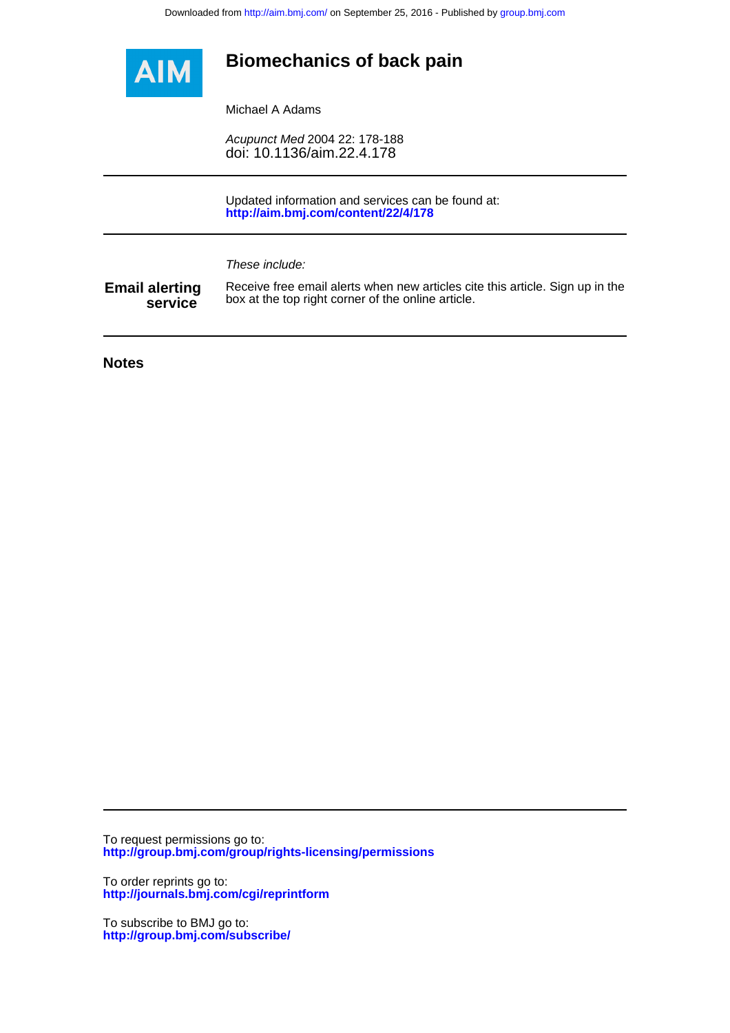Downloaded from http://aim.bmj.com/ on September 25, 2016 - Published by group.bmj.com

AIM

# Biomechanics of back pain

Michael A Adams

*Acupunct Med* 2004 22: 178-188
doi: 10.1136/aim.22.4.178

Updated information and services can be found at:
**http://aim.bmj.com/content/22/4/178**

*These include:*

**Email alerting service**

Receive free email alerts when new articles cite this article. Sign up in the box at the top right corner of the online article.

## Notes

To request permissions go to:
**http://group.bmj.com/group/rights-licensing/permissions**

To order reprints go to:
**http://journals.bmj.com/cgi/reprintform**

To subscribe to BMJ go to:
**http://group.bmj.com/subscribe/**